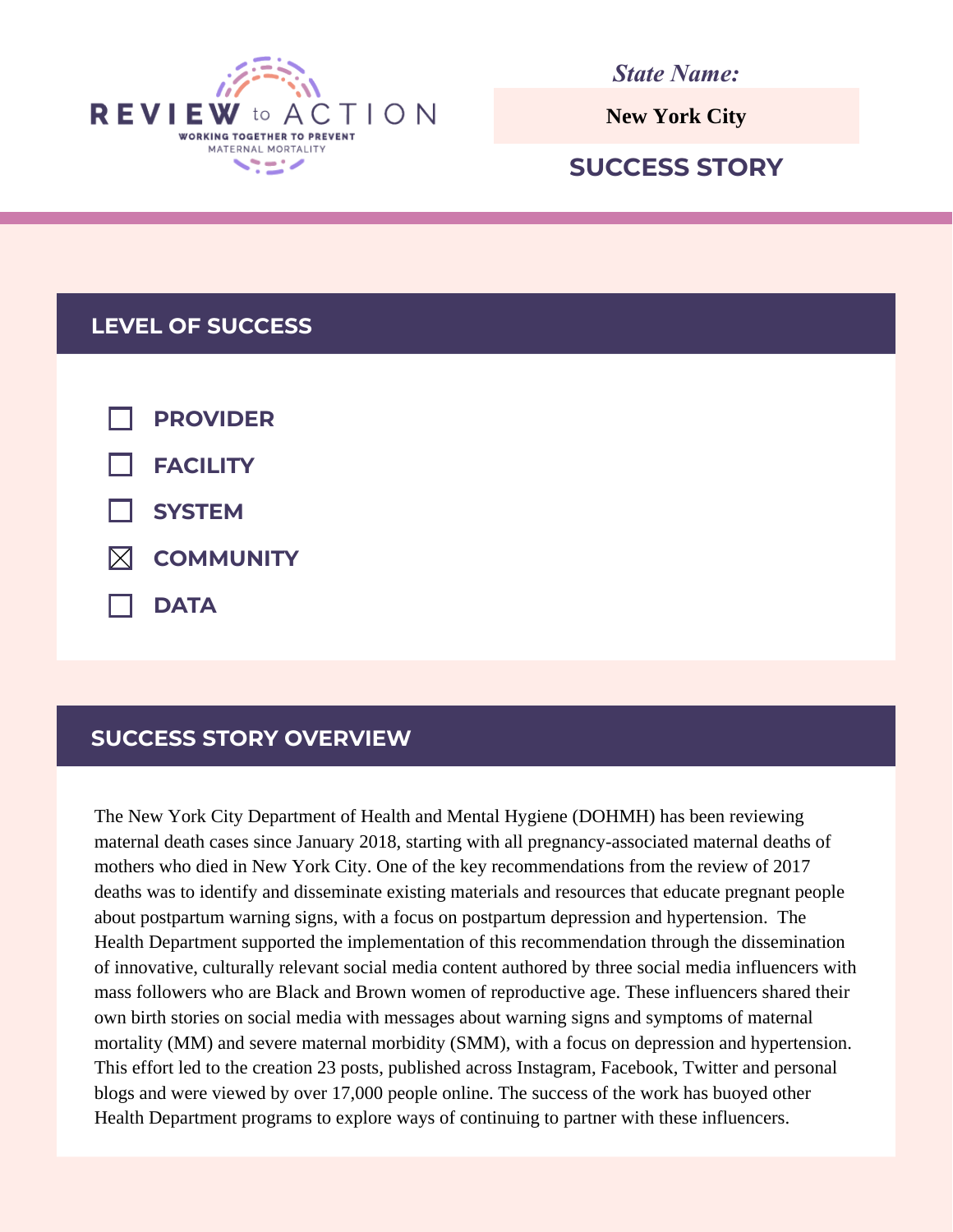**REVIEW to ACTION**
WORKING TOGETHER TO PREVENT MATERNAL MORTALITY

*State Name:*

**New York City**

## SUCCESS STORY

## LEVEL OF SUCCESS

- [ ] PROVIDER
- [ ] FACILITY
- [ ] SYSTEM
- [x] COMMUNITY
- [ ] DATA

## SUCCESS STORY OVERVIEW

The New York City Department of Health and Mental Hygiene (DOHMH) has been reviewing maternal death cases since January 2018, starting with all pregnancy-associated maternal deaths of mothers who died in New York City. One of the key recommendations from the review of 2017 deaths was to identify and disseminate existing materials and resources that educate pregnant people about postpartum warning signs, with a focus on postpartum depression and hypertension. The Health Department supported the implementation of this recommendation through the dissemination of innovative, culturally relevant social media content authored by three social media influencers with mass followers who are Black and Brown women of reproductive age. These influencers shared their own birth stories on social media with messages about warning signs and symptoms of maternal mortality (MM) and severe maternal morbidity (SMM), with a focus on depression and hypertension. This effort led to the creation 23 posts, published across Instagram, Facebook, Twitter and personal blogs and were viewed by over 17,000 people online. The success of the work has buoyed other Health Department programs to explore ways of continuing to partner with these influencers.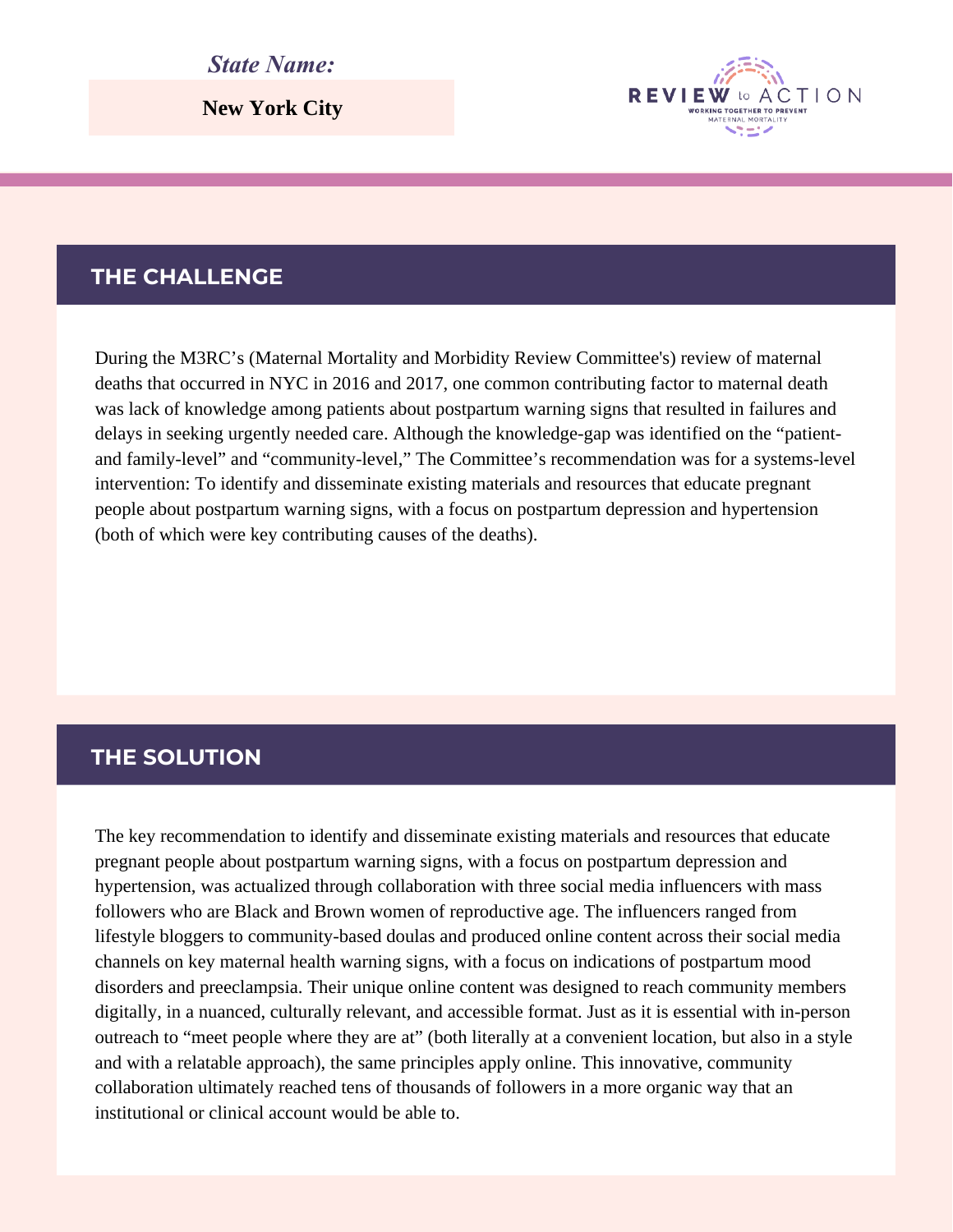*State Name:*

**New York City**

REVIEW to ACTION
WORKING TOGETHER TO PREVENT MATERNAL MORTALITY

## THE CHALLENGE

During the M3RC's (Maternal Mortality and Morbidity Review Committee's) review of maternal deaths that occurred in NYC in 2016 and 2017, one common contributing factor to maternal death was lack of knowledge among patients about postpartum warning signs that resulted in failures and delays in seeking urgently needed care. Although the knowledge-gap was identified on the "patient- and family-level" and "community-level," The Committee's recommendation was for a systems-level intervention: To identify and disseminate existing materials and resources that educate pregnant people about postpartum warning signs, with a focus on postpartum depression and hypertension (both of which were key contributing causes of the deaths).

## THE SOLUTION

The key recommendation to identify and disseminate existing materials and resources that educate pregnant people about postpartum warning signs, with a focus on postpartum depression and hypertension, was actualized through collaboration with three social media influencers with mass followers who are Black and Brown women of reproductive age. The influencers ranged from lifestyle bloggers to community-based doulas and produced online content across their social media channels on key maternal health warning signs, with a focus on indications of postpartum mood disorders and preeclampsia. Their unique online content was designed to reach community members digitally, in a nuanced, culturally relevant, and accessible format. Just as it is essential with in-person outreach to "meet people where they are at" (both literally at a convenient location, but also in a style and with a relatable approach), the same principles apply online. This innovative, community collaboration ultimately reached tens of thousands of followers in a more organic way that an institutional or clinical account would be able to.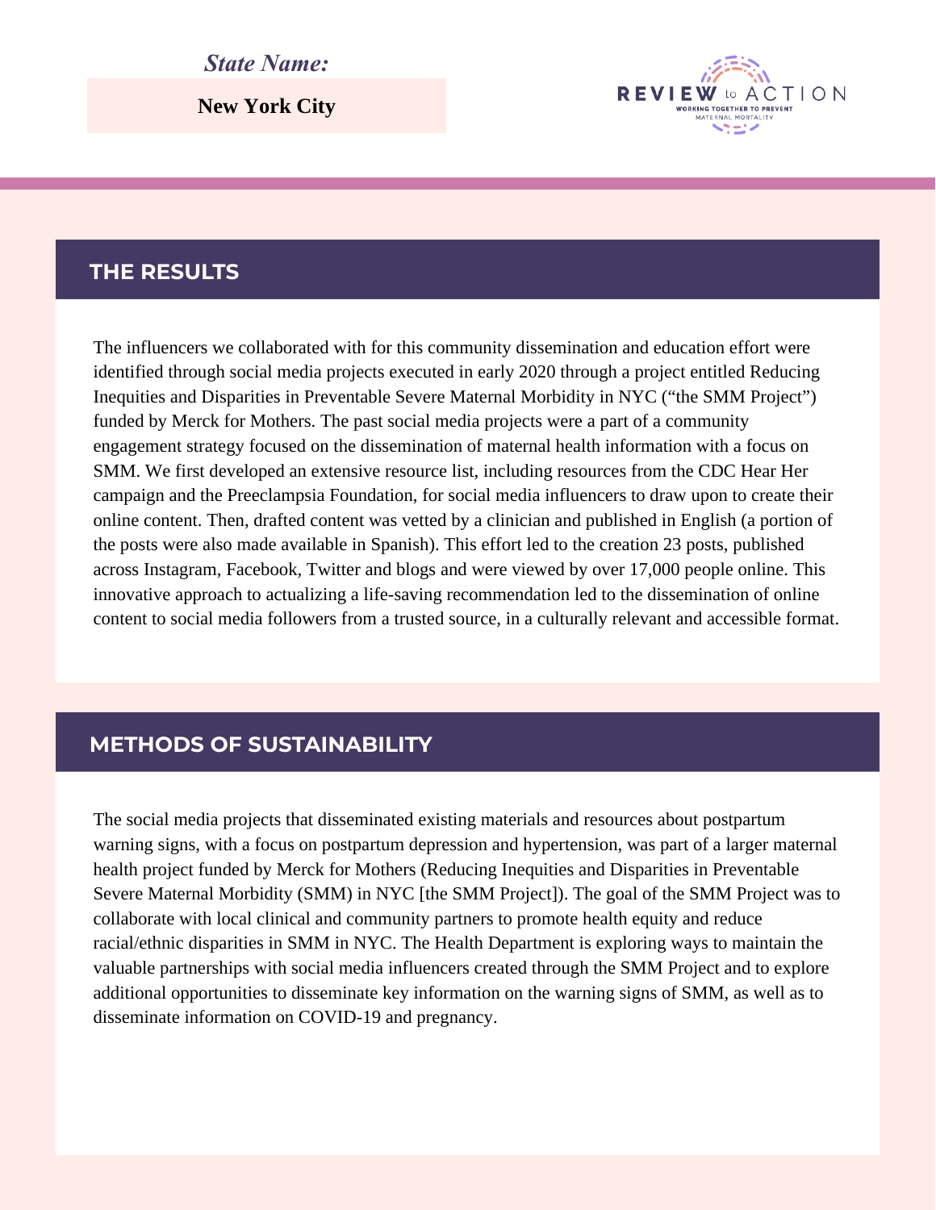*State Name:*

**New York City**

## THE RESULTS

The influencers we collaborated with for this community dissemination and education effort were identified through social media projects executed in early 2020 through a project entitled Reducing Inequities and Disparities in Preventable Severe Maternal Morbidity in NYC ("the SMM Project") funded by Merck for Mothers. The past social media projects were a part of a community engagement strategy focused on the dissemination of maternal health information with a focus on SMM. We first developed an extensive resource list, including resources from the CDC Hear Her campaign and the Preeclampsia Foundation, for social media influencers to draw upon to create their online content. Then, drafted content was vetted by a clinician and published in English (a portion of the posts were also made available in Spanish). This effort led to the creation 23 posts, published across Instagram, Facebook, Twitter and blogs and were viewed by over 17,000 people online. This innovative approach to actualizing a life-saving recommendation led to the dissemination of online content to social media followers from a trusted source, in a culturally relevant and accessible format.

## METHODS OF SUSTAINABILITY

The social media projects that disseminated existing materials and resources about postpartum warning signs, with a focus on postpartum depression and hypertension, was part of a larger maternal health project funded by Merck for Mothers (Reducing Inequities and Disparities in Preventable Severe Maternal Morbidity (SMM) in NYC [the SMM Project]). The goal of the SMM Project was to collaborate with local clinical and community partners to promote health equity and reduce racial/ethnic disparities in SMM in NYC. The Health Department is exploring ways to maintain the valuable partnerships with social media influencers created through the SMM Project and to explore additional opportunities to disseminate key information on the warning signs of SMM, as well as to disseminate information on COVID-19 and pregnancy.